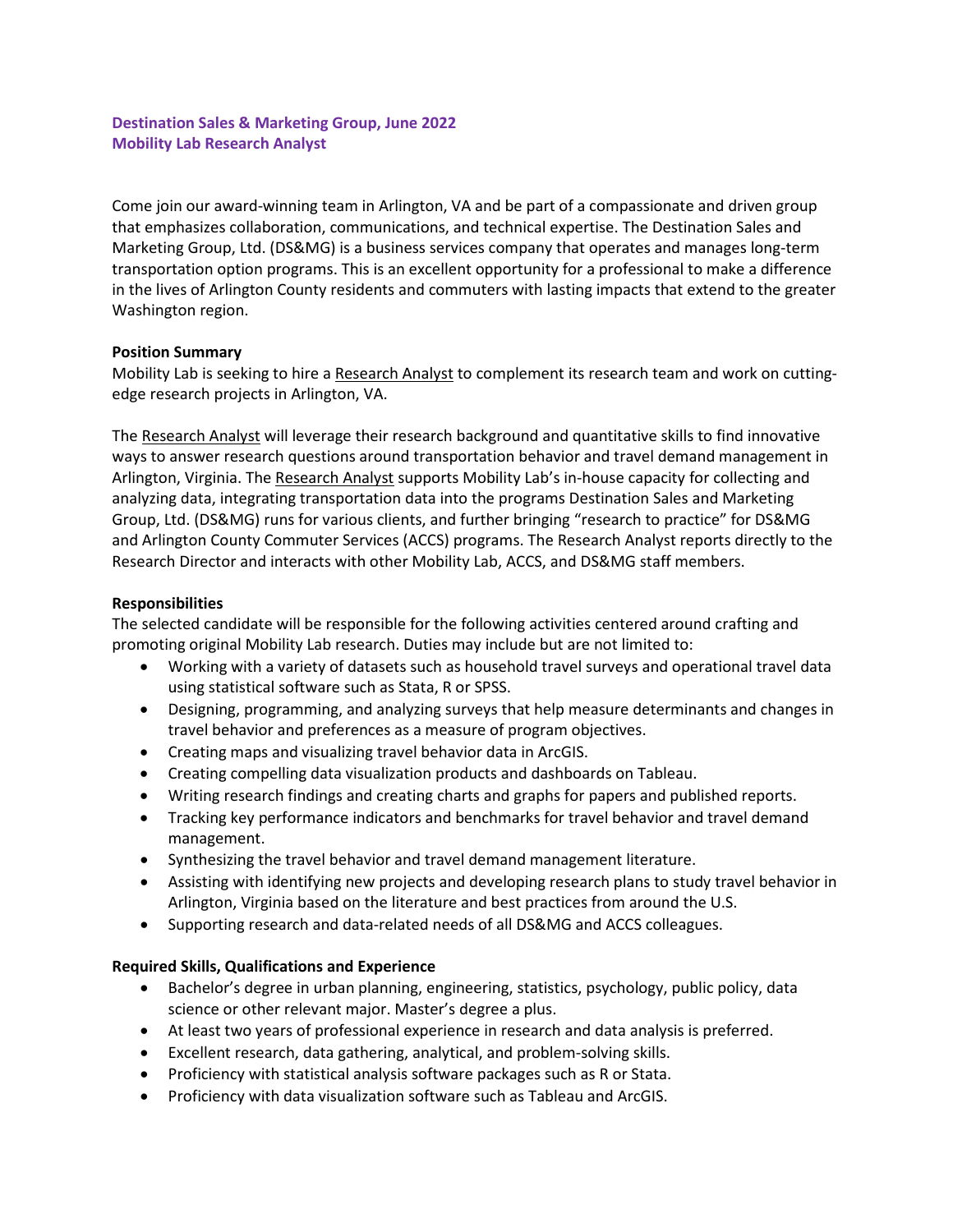**Destination Sales & Marketing Group, June 2022**
**Mobility Lab Research Analyst**

Come join our award-winning team in Arlington, VA and be part of a compassionate and driven group that emphasizes collaboration, communications, and technical expertise. The Destination Sales and Marketing Group, Ltd. (DS&MG) is a business services company that operates and manages long-term transportation option programs. This is an excellent opportunity for a professional to make a difference in the lives of Arlington County residents and commuters with lasting impacts that extend to the greater Washington region.

**Position Summary**

Mobility Lab is seeking to hire a Research Analyst to complement its research team and work on cutting-edge research projects in Arlington, VA.

The Research Analyst will leverage their research background and quantitative skills to find innovative ways to answer research questions around transportation behavior and travel demand management in Arlington, Virginia. The Research Analyst supports Mobility Lab's in-house capacity for collecting and analyzing data, integrating transportation data into the programs Destination Sales and Marketing Group, Ltd. (DS&MG) runs for various clients, and further bringing "research to practice" for DS&MG and Arlington County Commuter Services (ACCS) programs. The Research Analyst reports directly to the Research Director and interacts with other Mobility Lab, ACCS, and DS&MG staff members.

**Responsibilities**

The selected candidate will be responsible for the following activities centered around crafting and promoting original Mobility Lab research. Duties may include but are not limited to:

- Working with a variety of datasets such as household travel surveys and operational travel data using statistical software such as Stata, R or SPSS.
- Designing, programming, and analyzing surveys that help measure determinants and changes in travel behavior and preferences as a measure of program objectives.
- Creating maps and visualizing travel behavior data in ArcGIS.
- Creating compelling data visualization products and dashboards on Tableau.
- Writing research findings and creating charts and graphs for papers and published reports.
- Tracking key performance indicators and benchmarks for travel behavior and travel demand management.
- Synthesizing the travel behavior and travel demand management literature.
- Assisting with identifying new projects and developing research plans to study travel behavior in Arlington, Virginia based on the literature and best practices from around the U.S.
- Supporting research and data-related needs of all DS&MG and ACCS colleagues.

**Required Skills, Qualifications and Experience**

- Bachelor's degree in urban planning, engineering, statistics, psychology, public policy, data science or other relevant major. Master's degree a plus.
- At least two years of professional experience in research and data analysis is preferred.
- Excellent research, data gathering, analytical, and problem-solving skills.
- Proficiency with statistical analysis software packages such as R or Stata.
- Proficiency with data visualization software such as Tableau and ArcGIS.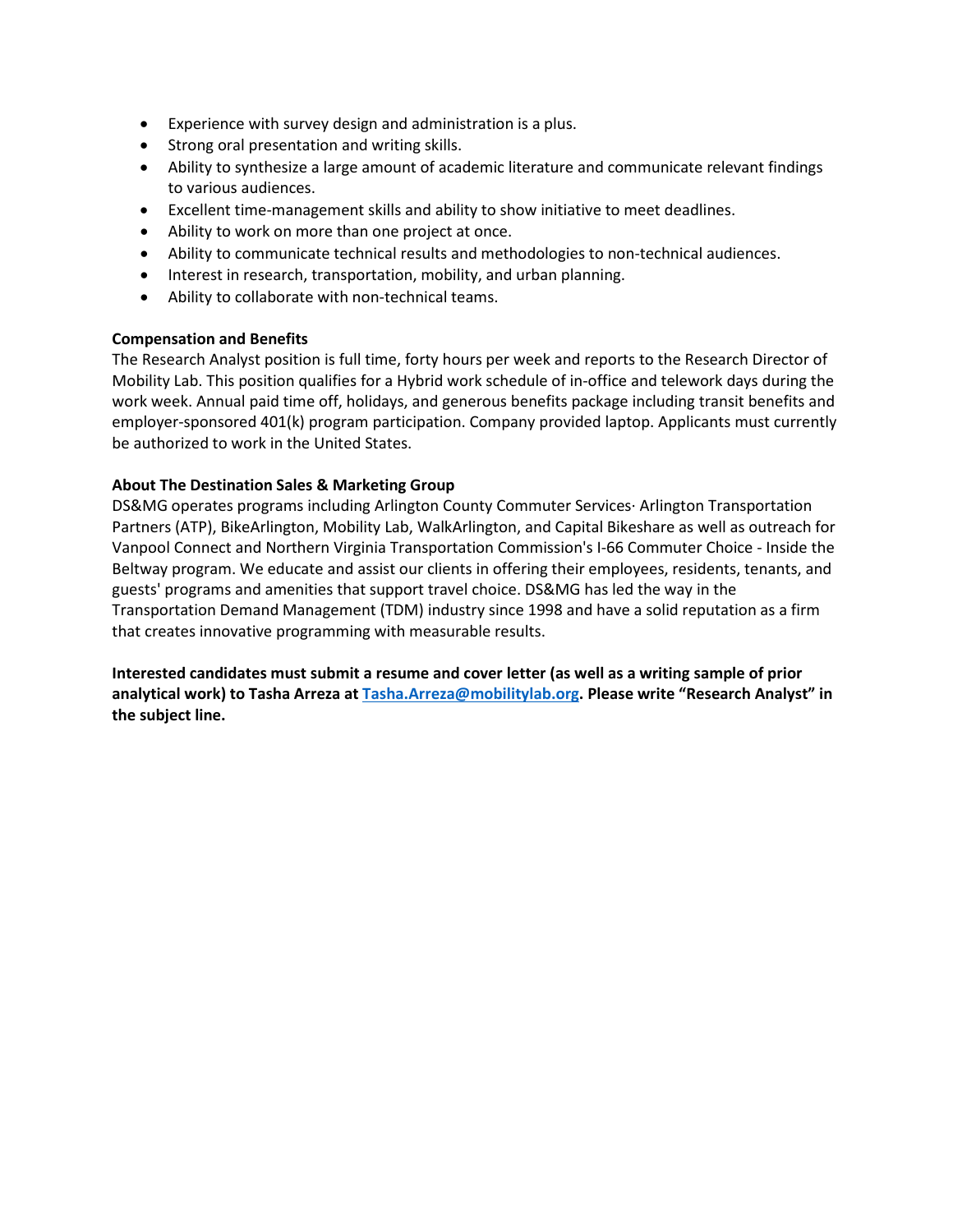- Experience with survey design and administration is a plus.
- Strong oral presentation and writing skills.
- Ability to synthesize a large amount of academic literature and communicate relevant findings to various audiences.
- Excellent time-management skills and ability to show initiative to meet deadlines.
- Ability to work on more than one project at once.
- Ability to communicate technical results and methodologies to non-technical audiences.
- Interest in research, transportation, mobility, and urban planning.
- Ability to collaborate with non-technical teams.

**Compensation and Benefits**

The Research Analyst position is full time, forty hours per week and reports to the Research Director of Mobility Lab. This position qualifies for a Hybrid work schedule of in-office and telework days during the work week. Annual paid time off, holidays, and generous benefits package including transit benefits and employer-sponsored 401(k) program participation. Company provided laptop. Applicants must currently be authorized to work in the United States.

**About The Destination Sales & Marketing Group**

DS&MG operates programs including Arlington County Commuter Services· Arlington Transportation Partners (ATP), BikeArlington, Mobility Lab, WalkArlington, and Capital Bikeshare as well as outreach for Vanpool Connect and Northern Virginia Transportation Commission's I-66 Commuter Choice - Inside the Beltway program. We educate and assist our clients in offering their employees, residents, tenants, and guests' programs and amenities that support travel choice. DS&MG has led the way in the Transportation Demand Management (TDM) industry since 1998 and have a solid reputation as a firm that creates innovative programming with measurable results.

**Interested candidates must submit a resume and cover letter (as well as a writing sample of prior analytical work) to Tasha Arreza at [Tasha.Arreza@mobilitylab.org](mailto:Tasha.Arreza@mobilitylab.org). Please write "Research Analyst" in the subject line.**